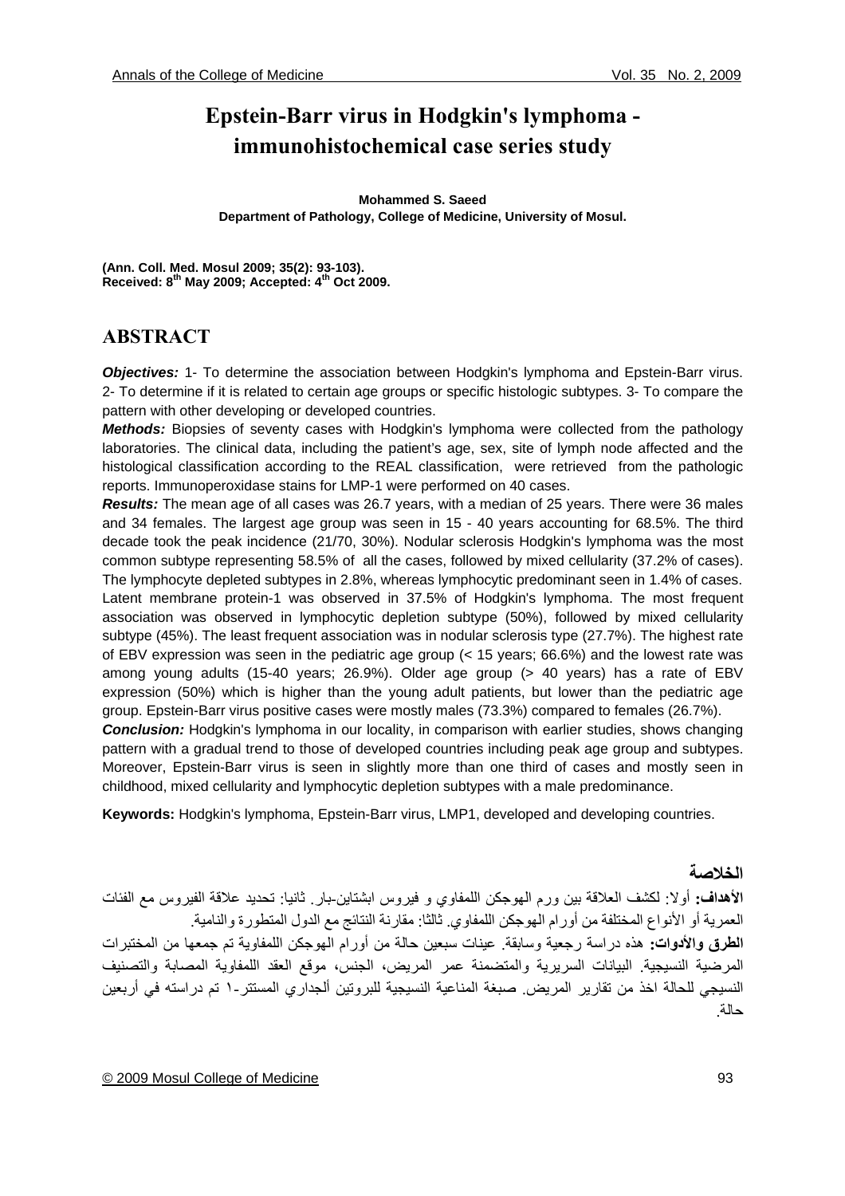# Epstein-Barr virus in Hodgkin's lymphoma - immunohistochemical case series study

**Mohammed S. Saeed**
**Department of Pathology, College of Medicine, University of Mosul.**

**(Ann. Coll. Med. Mosul 2009; 35(2): 93-103).**
**Received: 8th May 2009; Accepted: 4th Oct 2009.**

## ABSTRACT

***Objectives:*** 1- To determine the association between Hodgkin's lymphoma and Epstein-Barr virus. 2- To determine if it is related to certain age groups or specific histologic subtypes. 3- To compare the pattern with other developing or developed countries.

***Methods:*** Biopsies of seventy cases with Hodgkin's lymphoma were collected from the pathology laboratories. The clinical data, including the patient's age, sex, site of lymph node affected and the histological classification according to the REAL classification, were retrieved from the pathologic reports. Immunoperoxidase stains for LMP-1 were performed on 40 cases.

***Results:*** The mean age of all cases was 26.7 years, with a median of 25 years. There were 36 males and 34 females. The largest age group was seen in 15 - 40 years accounting for 68.5%. The third decade took the peak incidence (21/70, 30%). Nodular sclerosis Hodgkin's lymphoma was the most common subtype representing 58.5% of all the cases, followed by mixed cellularity (37.2% of cases). The lymphocyte depleted subtypes in 2.8%, whereas lymphocytic predominant seen in 1.4% of cases. Latent membrane protein-1 was observed in 37.5% of Hodgkin's lymphoma. The most frequent association was observed in lymphocytic depletion subtype (50%), followed by mixed cellularity subtype (45%). The least frequent association was in nodular sclerosis type (27.7%). The highest rate of EBV expression was seen in the pediatric age group (< 15 years; 66.6%) and the lowest rate was among young adults (15-40 years; 26.9%). Older age group (> 40 years) has a rate of EBV expression (50%) which is higher than the young adult patients, but lower than the pediatric age group. Epstein-Barr virus positive cases were mostly males (73.3%) compared to females (26.7%).

***Conclusion:*** Hodgkin's lymphoma in our locality, in comparison with earlier studies, shows changing pattern with a gradual trend to those of developed countries including peak age group and subtypes. Moreover, Epstein-Barr virus is seen in slightly more than one third of cases and mostly seen in childhood, mixed cellularity and lymphocytic depletion subtypes with a male predominance.

**Keywords:** Hodgkin's lymphoma, Epstein-Barr virus, LMP1, developed and developing countries.

## الخلاصة

**الأهداف:** أولا: لكشف العلاقة بين ورم الهوجكن اللمفاوي و فيروس ابشتاين-بار. ثانيا: تحديد علاقة الفيروس مع الفئات العمرية أو الأنواع المختلفة من أورام الهوجكن اللمفاوي. ثالثا: مقارنة النتائج مع الدول المتطورة والنامية.

**الطرق والأدوات:** هذه دراسة رجعية وسابقة. عينات سبعين حالة من أورام الهوجكن اللمفاوية تم جمعها من المختبرات المرضية النسيجية. البيانات السريرية والمتضمنة عمر المريض، الجنس، موقع العقد اللمفاوية المصابة والتصنيف النسيجي للحالة اخذ من تقارير المريض. صبغة المناعية النسيجية للبروتين ألجداري المستتر-١ تم دراسته في أربعين حالة.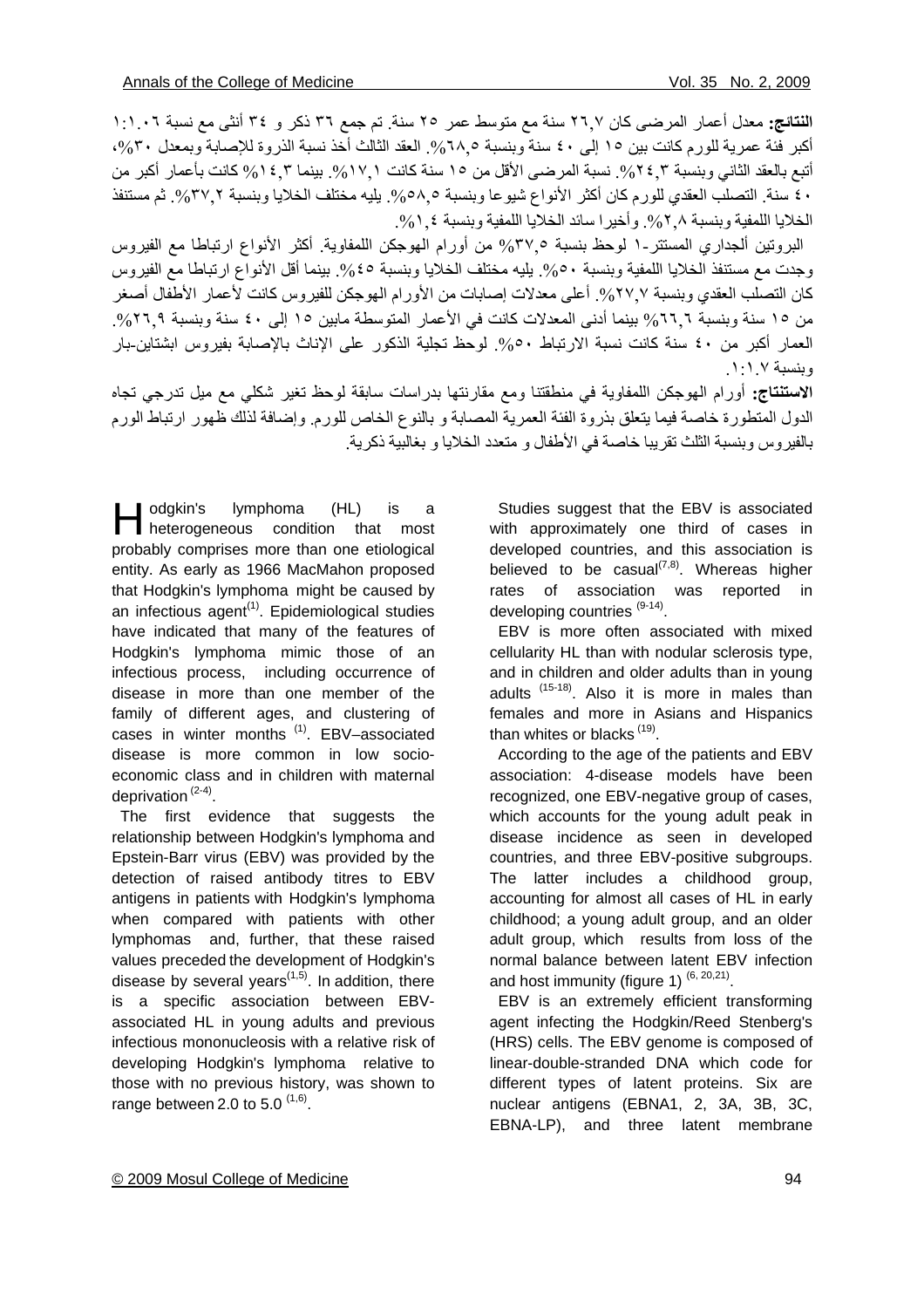**النتائج:** معدل أعمار المرضى كان ٢٦,٧ سنة مع متوسط عمر ٢٥ سنة. تم جمع ٣٦ ذكر و ٣٤ أنثى مع نسبة ١:١.٠٦ أكبر فئة عمرية للورم كانت بين ١٥ إلى ٤٠ سنة وبنسبة ٦٨,٥%. العقد الثالث أخذ نسبة الذروة للإصابة وبمعدل ٣٠%، أتبع بالعقد الثاني وبنسبة ٢٤,٣%. نسبة المرضى الأقل من ١٥ سنة كانت ١٧,١%. بينما ١٤,٣% كانت بأعمار أكبر من ٤٠ سنة. التصلب العقدي للورم كان أكثر الأنواع شيوعا وبنسبة ٥٨,٥%. يليه مختلف الخلايا وبنسبة ٣٧,٢%. ثم مستنفذ الخلايا اللمفية وبنسبة ٢,٨%. وأخيرا سائد الخلايا اللمفية وبنسبة ١,٤%.

البروتين ألجداري المستتر-١ لوحظ بنسبة ٣٧,٥% من أورام الهوجكن اللمفاوية. أكثر الأنواع ارتباطا مع الفيروس وجدت مع مستنفذ الخلايا اللمفية وبنسبة ٥٠%. يليه مختلف الخلايا وبنسبة ٤٥%. بينما أقل الأنواع ارتباطا مع الفيروس كان التصلب العقدي وبنسبة ٢٧,٧%. أعلى معدلات إصابات من الأورام الهوجكن للفيروس كانت لأعمار الأطفال أصغر من ١٥ سنة وبنسبة ٦٦,٦% بينما أدنى المعدلات كانت في الأعمار المتوسطة مابين ١٥ إلى ٤٠ سنة وبنسبة ٢٦,٩%. العمار أكبر من ٤٠ سنة كانت نسبة الارتباط ٥٠%. لوحظ تجلية الذكور على الإناث بالإصابة بفيروس ابشتاين-بار وبنسبة ١:١.٧.

**الاستنتاج:** أورام الهوجكن اللمفاوية في منطقتنا ومع مقارنتها بدراسات سابقة لوحظ تغير شكلي مع ميل تدرجي تجاه الدول المتطورة خاصة فيما يتعلق بذروة الفئة العمرية المصابة و بالنوع الخاص للورم. وإضافة لذلك ظهور ارتباط الورم بالفيروس وبنسبة الثلث تقريبا خاصة في الأطفال و متعدد الخلايا و بغالبية ذكرية.

Hodgkin's lymphoma (HL) is a heterogeneous condition that most probably comprises more than one etiological entity. As early as 1966 MacMahon proposed that Hodgkin's lymphoma might be caused by an infectious agent[1]. Epidemiological studies have indicated that many of the features of Hodgkin's lymphoma mimic those of an infectious process, including occurrence of disease in more than one member of the family of different ages, and clustering of cases in winter months [1]. EBV–associated disease is more common in low socio-economic class and in children with maternal deprivation [2-4].

The first evidence that suggests the relationship between Hodgkin's lymphoma and Epstein-Barr virus (EBV) was provided by the detection of raised antibody titres to EBV antigens in patients with Hodgkin's lymphoma when compared with patients with other lymphomas and, further, that these raised values preceded the development of Hodgkin's disease by several years[1,5]. In addition, there is a specific association between EBV-associated HL in young adults and previous infectious mononucleosis with a relative risk of developing Hodgkin's lymphoma relative to those with no previous history, was shown to range between 2.0 to 5.0 [1,6].

Studies suggest that the EBV is associated with approximately one third of cases in developed countries, and this association is believed to be casual[7,8]. Whereas higher rates of association was reported in developing countries [9-14].

EBV is more often associated with mixed cellularity HL than with nodular sclerosis type, and in children and older adults than in young adults [15-18]. Also it is more in males than females and more in Asians and Hispanics than whites or blacks [19].

According to the age of the patients and EBV association: 4-disease models have been recognized, one EBV-negative group of cases, which accounts for the young adult peak in disease incidence as seen in developed countries, and three EBV-positive subgroups. The latter includes a childhood group, accounting for almost all cases of HL in early childhood; a young adult group, and an older adult group, which results from loss of the normal balance between latent EBV infection and host immunity (figure 1) [6, 20,21].

EBV is an extremely efficient transforming agent infecting the Hodgkin/Reed Stenberg's (HRS) cells. The EBV genome is composed of linear-double-stranded DNA which code for different types of latent proteins. Six are nuclear antigens (EBNA1, 2, 3A, 3B, 3C, EBNA-LP), and three latent membrane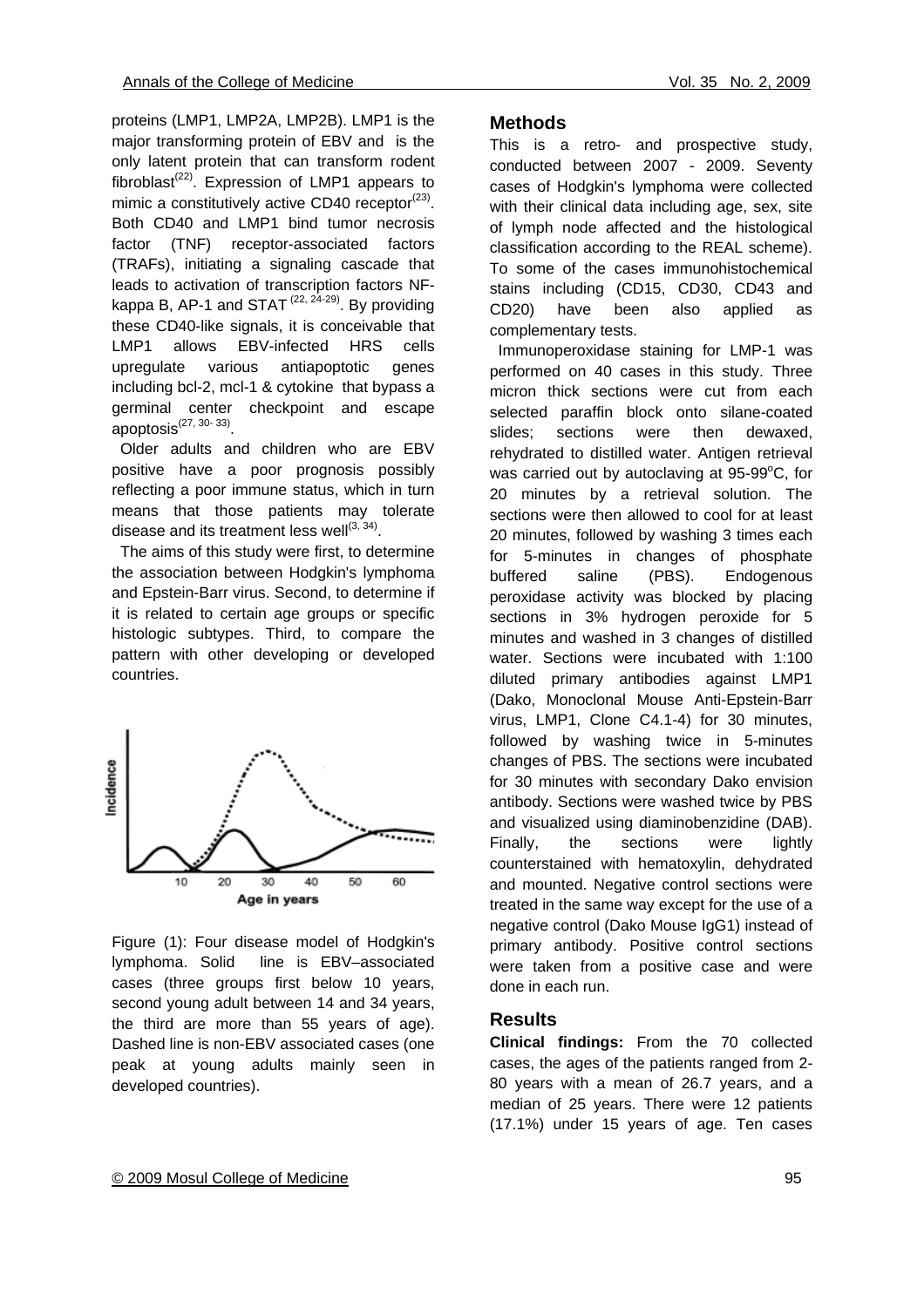proteins (LMP1, LMP2A, LMP2B). LMP1 is the major transforming protein of EBV and is the only latent protein that can transform rodent fibroblast[22]. Expression of LMP1 appears to mimic a constitutively active CD40 receptor[23]. Both CD40 and LMP1 bind tumor necrosis factor (TNF) receptor-associated factors (TRAFs), initiating a signaling cascade that leads to activation of transcription factors NF-kappa B, AP-1 and STAT [22, 24-29]. By providing these CD40-like signals, it is conceivable that LMP1 allows EBV-infected HRS cells upregulate various antiapoptotic genes including bcl-2, mcl-1 & cytokine that bypass a germinal center checkpoint and escape apoptosis[27, 30- 33].

Older adults and children who are EBV positive have a poor prognosis possibly reflecting a poor immune status, which in turn means that those patients may tolerate disease and its treatment less well[3, 34].

The aims of this study were first, to determine the association between Hodgkin's lymphoma and Epstein-Barr virus. Second, to determine if it is related to certain age groups or specific histologic subtypes. Third, to compare the pattern with other developing or developed countries.

Figure (1): Four disease model of Hodgkin's lymphoma. Solid line is EBV–associated cases (three groups first below 10 years, second young adult between 14 and 34 years, the third are more than 55 years of age). Dashed line is non-EBV associated cases (one peak at young adults mainly seen in developed countries).

## Methods

This is a retro- and prospective study, conducted between 2007 - 2009. Seventy cases of Hodgkin's lymphoma were collected with their clinical data including age, sex, site of lymph node affected and the histological classification according to the REAL scheme). To some of the cases immunohistochemical stains including (CD15, CD30, CD43 and CD20) have been also applied as complementary tests.

Immunoperoxidase staining for LMP-1 was performed on 40 cases in this study. Three micron thick sections were cut from each selected paraffin block onto silane-coated slides; sections were then dewaxed, rehydrated to distilled water. Antigen retrieval was carried out by autoclaving at 95-99°C, for 20 minutes by a retrieval solution. The sections were then allowed to cool for at least 20 minutes, followed by washing 3 times each for 5-minutes in changes of phosphate buffered saline (PBS). Endogenous peroxidase activity was blocked by placing sections in 3% hydrogen peroxide for 5 minutes and washed in 3 changes of distilled water. Sections were incubated with 1:100 diluted primary antibodies against LMP1 (Dako, Monoclonal Mouse Anti-Epstein-Barr virus, LMP1, Clone C4.1-4) for 30 minutes, followed by washing twice in 5-minutes changes of PBS. The sections were incubated for 30 minutes with secondary Dako envision antibody. Sections were washed twice by PBS and visualized using diaminobenzidine (DAB). Finally, the sections were lightly counterstained with hematoxylin, dehydrated and mounted. Negative control sections were treated in the same way except for the use of a negative control (Dako Mouse IgG1) instead of primary antibody. Positive control sections were taken from a positive case and were done in each run.

## Results

**Clinical findings:** From the 70 collected cases, the ages of the patients ranged from 2-80 years with a mean of 26.7 years, and a median of 25 years. There were 12 patients (17.1%) under 15 years of age. Ten cases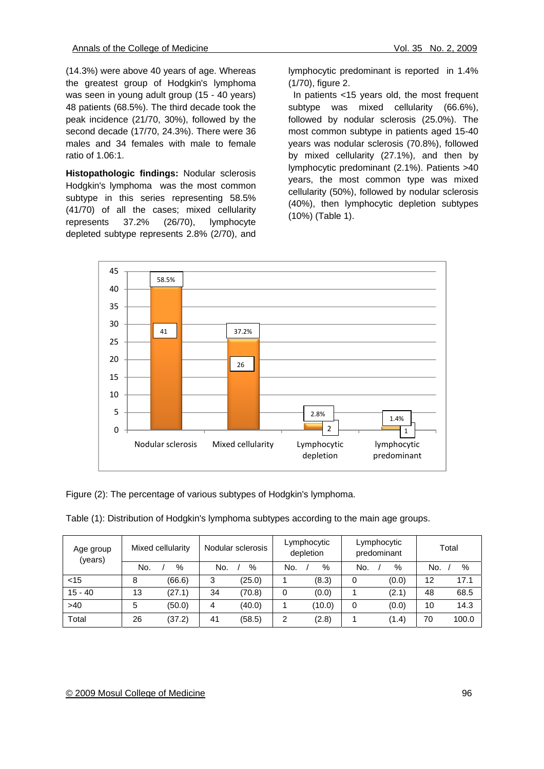(14.3%) were above 40 years of age. Whereas the greatest group of Hodgkin's lymphoma was seen in young adult group (15 - 40 years) 48 patients (68.5%). The third decade took the peak incidence (21/70, 30%), followed by the second decade (17/70, 24.3%). There were 36 males and 34 females with male to female ratio of 1.06:1.

**Histopathologic findings:** Nodular sclerosis Hodgkin's lymphoma was the most common subtype in this series representing 58.5% (41/70) of all the cases; mixed cellularity represents 37.2% (26/70), lymphocyte depleted subtype represents 2.8% (2/70), and lymphocytic predominant is reported in 1.4% (1/70), figure 2.

In patients <15 years old, the most frequent subtype was mixed cellularity (66.6%), followed by nodular sclerosis (25.0%). The most common subtype in patients aged 15-40 years was nodular sclerosis (70.8%), followed by mixed cellularity (27.1%), and then by lymphocytic predominant (2.1%). Patients >40 years, the most common type was mixed cellularity (50%), followed by nodular sclerosis (40%), then lymphocytic depletion subtypes (10%) (Table 1).

Figure (2): The percentage of various subtypes of Hodgkin's lymphoma.

Table (1): Distribution of Hodgkin's lymphoma subtypes according to the main age groups.

| Age group (years) | Mixed cellularity | | Nodular sclerosis | | Lymphocytic depletion | | Lymphocytic predominant | | Total | |
|---|---|---|---|---|---|---|---|---|---|---|
| | No. | % | No. | % | No. | % | No. | % | No. | % |
| <15 | 8 | (66.6) | 3 | (25.0) | 1 | (8.3) | 0 | (0.0) | 12 | 17.1 |
| 15 - 40 | 13 | (27.1) | 34 | (70.8) | 0 | (0.0) | 1 | (2.1) | 48 | 68.5 |
| >40 | 5 | (50.0) | 4 | (40.0) | 1 | (10.0) | 0 | (0.0) | 10 | 14.3 |
| Total | 26 | (37.2) | 41 | (58.5) | 2 | (2.8) | 1 | (1.4) | 70 | 100.0 |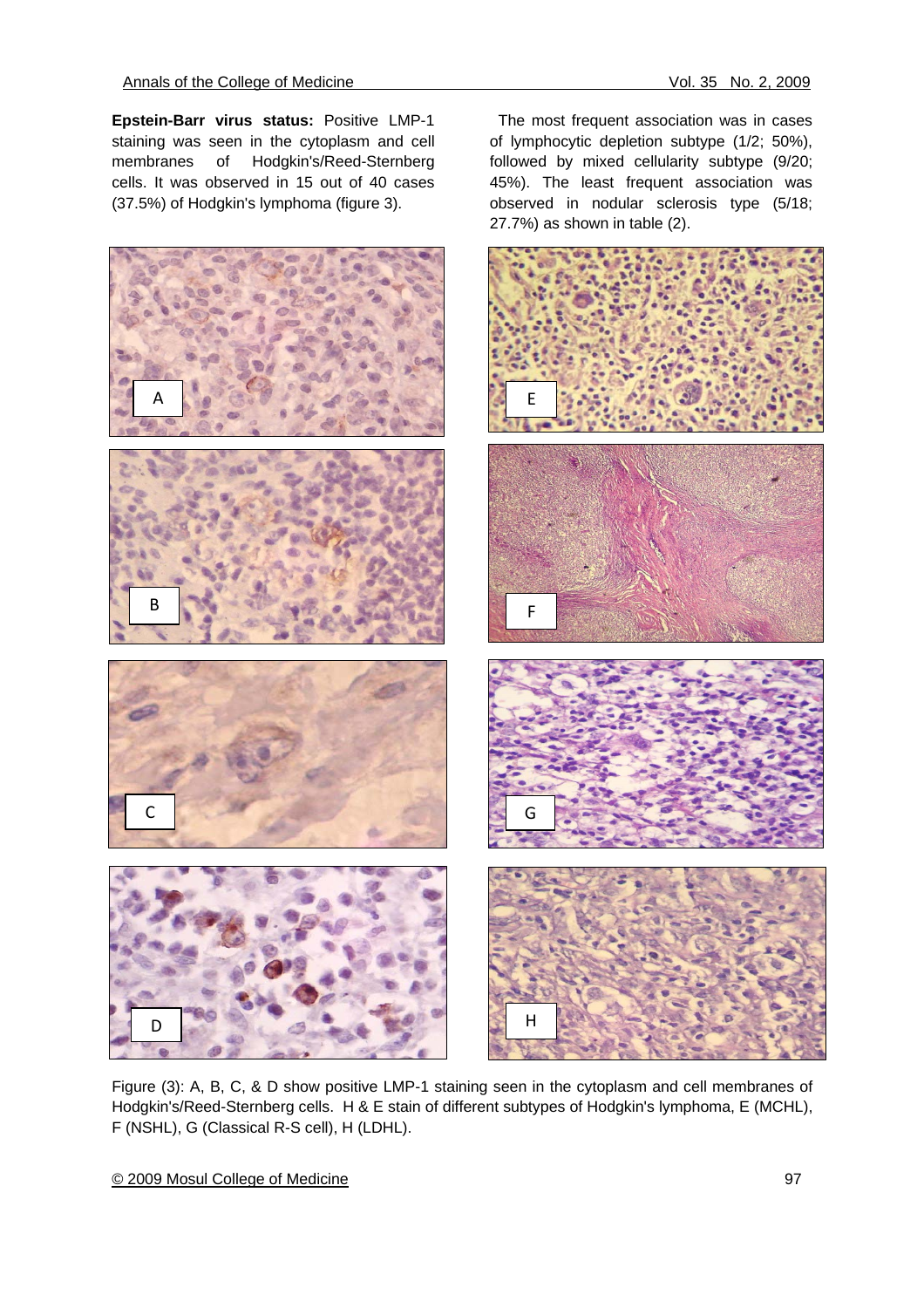**Epstein-Barr virus status:** Positive LMP-1 staining was seen in the cytoplasm and cell membranes of Hodgkin's/Reed-Sternberg cells. It was observed in 15 out of 40 cases (37.5%) of Hodgkin's lymphoma (figure 3).

The most frequent association was in cases of lymphocytic depletion subtype (1/2; 50%), followed by mixed cellularity subtype (9/20; 45%). The least frequent association was observed in nodular sclerosis type (5/18; 27.7%) as shown in table (2).

Figure (3): A, B, C, & D show positive LMP-1 staining seen in the cytoplasm and cell membranes of Hodgkin's/Reed-Sternberg cells. H & E stain of different subtypes of Hodgkin's lymphoma, E (MCHL), F (NSHL), G (Classical R-S cell), H (LDHL).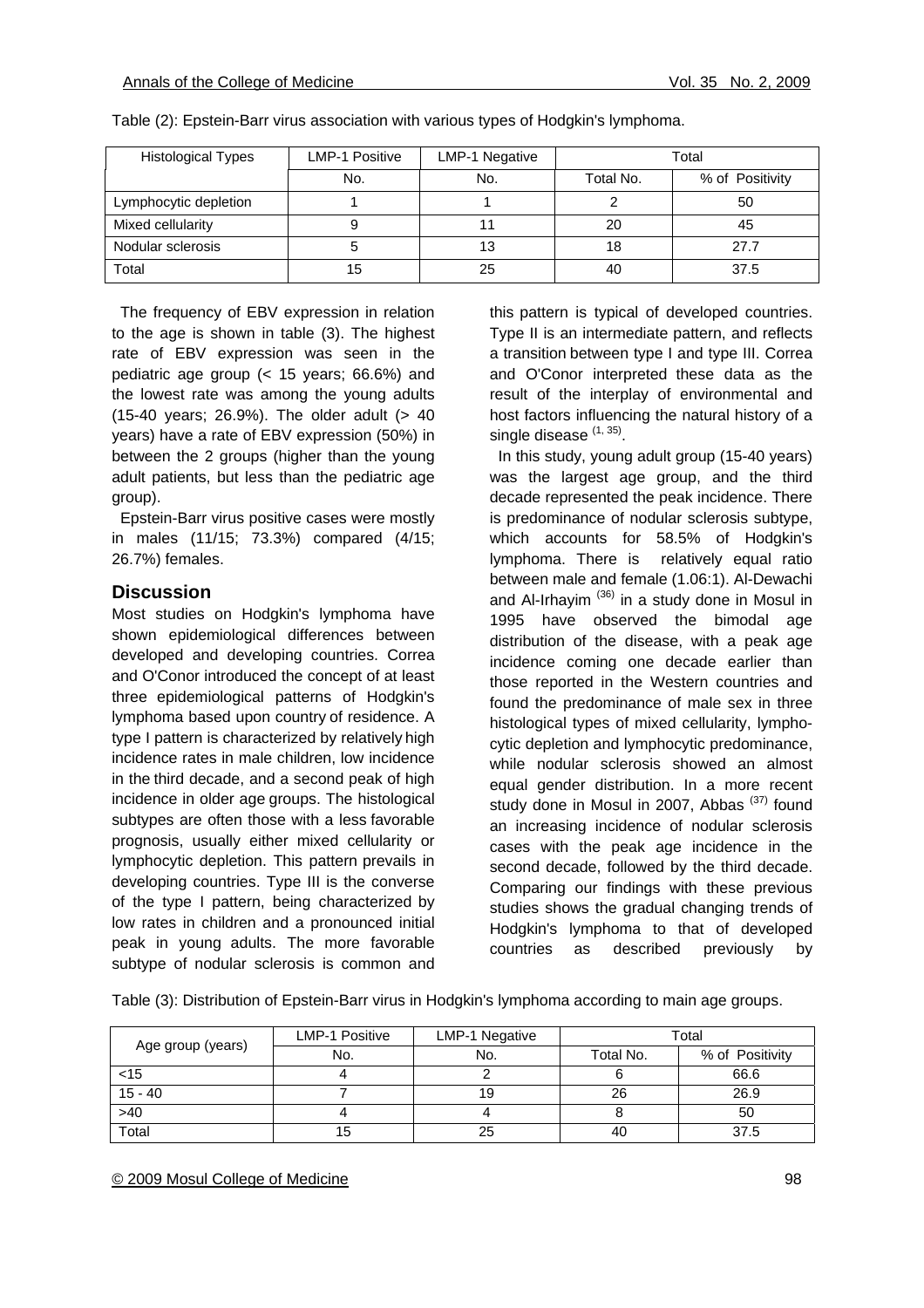Table (2): Epstein-Barr virus association with various types of Hodgkin's lymphoma.

| Histological Types | LMP-1 Positive | LMP-1 Negative | Total | |
|---|---|---|---|---|
| | No. | No. | Total No. | % of Positivity |
| Lymphocytic depletion | 1 | 1 | 2 | 50 |
| Mixed cellularity | 9 | 11 | 20 | 45 |
| Nodular sclerosis | 5 | 13 | 18 | 27.7 |
| Total | 15 | 25 | 40 | 37.5 |

The frequency of EBV expression in relation to the age is shown in table (3). The highest rate of EBV expression was seen in the pediatric age group (< 15 years; 66.6%) and the lowest rate was among the young adults (15-40 years; 26.9%). The older adult (> 40 years) have a rate of EBV expression (50%) in between the 2 groups (higher than the young adult patients, but less than the pediatric age group).

Epstein-Barr virus positive cases were mostly in males (11/15; 73.3%) compared (4/15; 26.7%) females.

## Discussion

Most studies on Hodgkin's lymphoma have shown epidemiological differences between developed and developing countries. Correa and O'Conor introduced the concept of at least three epidemiological patterns of Hodgkin's lymphoma based upon country of residence. A type I pattern is characterized by relatively high incidence rates in male children, low incidence in the third decade, and a second peak of high incidence in older age groups. The histological subtypes are often those with a less favorable prognosis, usually either mixed cellularity or lymphocytic depletion. This pattern prevails in developing countries. Type III is the converse of the type I pattern, being characterized by low rates in children and a pronounced initial peak in young adults. The more favorable subtype of nodular sclerosis is common and this pattern is typical of developed countries. Type II is an intermediate pattern, and reflects a transition between type I and type III. Correa and O'Conor interpreted these data as the result of the interplay of environmental and host factors influencing the natural history of a single disease [1, 35].

In this study, young adult group (15-40 years) was the largest age group, and the third decade represented the peak incidence. There is predominance of nodular sclerosis subtype, which accounts for 58.5% of Hodgkin's lymphoma. There is relatively equal ratio between male and female (1.06:1). Al-Dewachi and Al-Irhayim [36] in a study done in Mosul in 1995 have observed the bimodal age distribution of the disease, with a peak age incidence coming one decade earlier than those reported in the Western countries and found the predominance of male sex in three histological types of mixed cellularity, lymphocytic depletion and lymphocytic predominance, while nodular sclerosis showed an almost equal gender distribution. In a more recent study done in Mosul in 2007, Abbas [37] found an increasing incidence of nodular sclerosis cases with the peak age incidence in the second decade, followed by the third decade. Comparing our findings with these previous studies shows the gradual changing trends of Hodgkin's lymphoma to that of developed countries as described previously by

Table (3): Distribution of Epstein-Barr virus in Hodgkin's lymphoma according to main age groups.

| Age group (years) | LMP-1 Positive | LMP-1 Negative | Total | |
|---|---|---|---|---|
| | No. | No. | Total No. | % of Positivity |
| <15 | 4 | 2 | 6 | 66.6 |
| 15 - 40 | 7 | 19 | 26 | 26.9 |
| >40 | 4 | 4 | 8 | 50 |
| Total | 15 | 25 | 40 | 37.5 |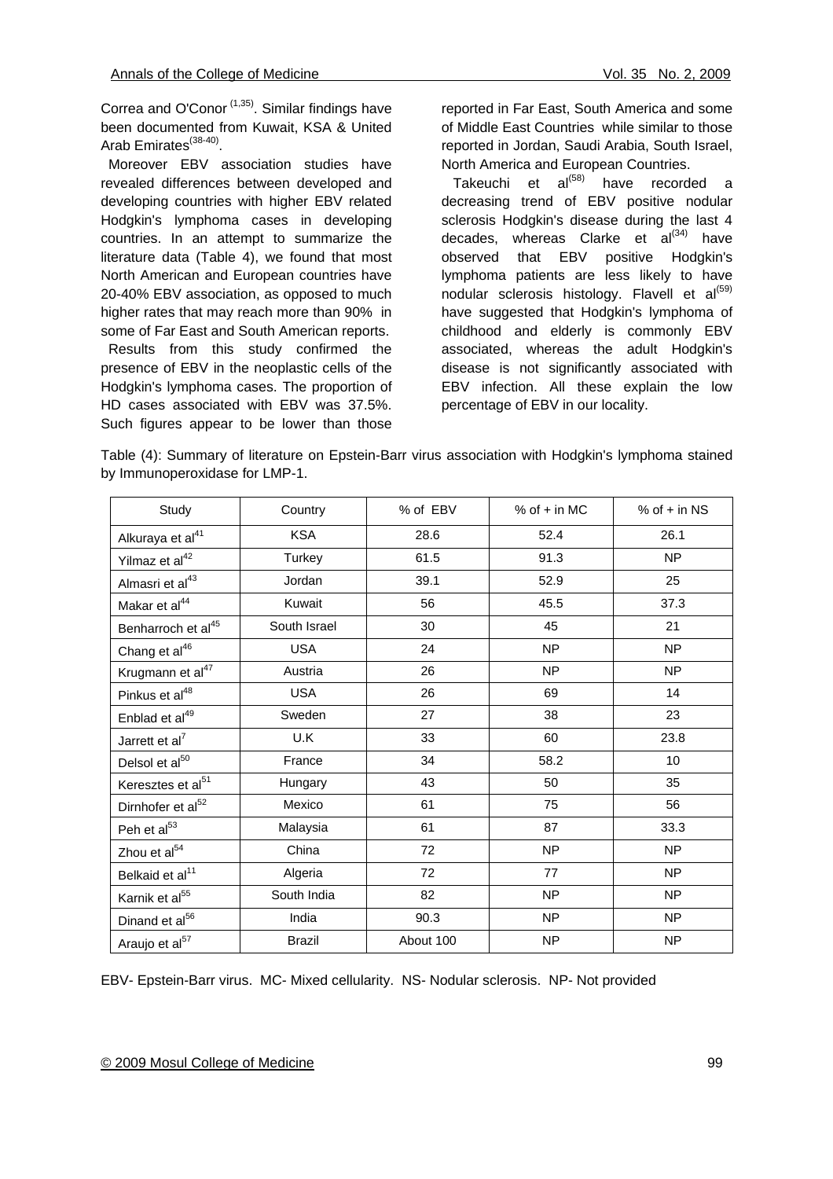Correa and O'Conor [1,35]. Similar findings have been documented from Kuwait, KSA & United Arab Emirates[38-40].

Moreover EBV association studies have revealed differences between developed and developing countries with higher EBV related Hodgkin's lymphoma cases in developing countries. In an attempt to summarize the literature data (Table 4), we found that most North American and European countries have 20-40% EBV association, as opposed to much higher rates that may reach more than 90% in some of Far East and South American reports.

Results from this study confirmed the presence of EBV in the neoplastic cells of the Hodgkin's lymphoma cases. The proportion of HD cases associated with EBV was 37.5%. Such figures appear to be lower than those reported in Far East, South America and some of Middle East Countries while similar to those reported in Jordan, Saudi Arabia, South Israel, North America and European Countries.

Takeuchi et al[58] have recorded a decreasing trend of EBV positive nodular sclerosis Hodgkin's disease during the last 4 decades, whereas Clarke et al[34] have observed that EBV positive Hodgkin's lymphoma patients are less likely to have nodular sclerosis histology. Flavell et al[59] have suggested that Hodgkin's lymphoma of childhood and elderly is commonly EBV associated, whereas the adult Hodgkin's disease is not significantly associated with EBV infection. All these explain the low percentage of EBV in our locality.

Table (4): Summary of literature on Epstein-Barr virus association with Hodgkin's lymphoma stained by Immunoperoxidase for LMP-1.

| Study | Country | % of EBV | % of + in MC | % of + in NS |
|---|---|---|---|---|
| Alkuraya et al[41] | KSA | 28.6 | 52.4 | 26.1 |
| Yilmaz et al[42] | Turkey | 61.5 | 91.3 | NP |
| Almasri et al[43] | Jordan | 39.1 | 52.9 | 25 |
| Makar et al[44] | Kuwait | 56 | 45.5 | 37.3 |
| Benharroch et al[45] | South Israel | 30 | 45 | 21 |
| Chang et al[46] | USA | 24 | NP | NP |
| Krugmann et al[47] | Austria | 26 | NP | NP |
| Pinkus et al[48] | USA | 26 | 69 | 14 |
| Enblad et al[49] | Sweden | 27 | 38 | 23 |
| Jarrett et al[7] | U.K | 33 | 60 | 23.8 |
| Delsol et al[50] | France | 34 | 58.2 | 10 |
| Keresztes et al[51] | Hungary | 43 | 50 | 35 |
| Dirnhofer et al[52] | Mexico | 61 | 75 | 56 |
| Peh et al[53] | Malaysia | 61 | 87 | 33.3 |
| Zhou et al[54] | China | 72 | NP | NP |
| Belkaid et al[11] | Algeria | 72 | 77 | NP |
| Karnik et al[55] | South India | 82 | NP | NP |
| Dinand et al[56] | India | 90.3 | NP | NP |
| Araujo et al[57] | Brazil | About 100 | NP | NP |

EBV- Epstein-Barr virus. MC- Mixed cellularity. NS- Nodular sclerosis. NP- Not provided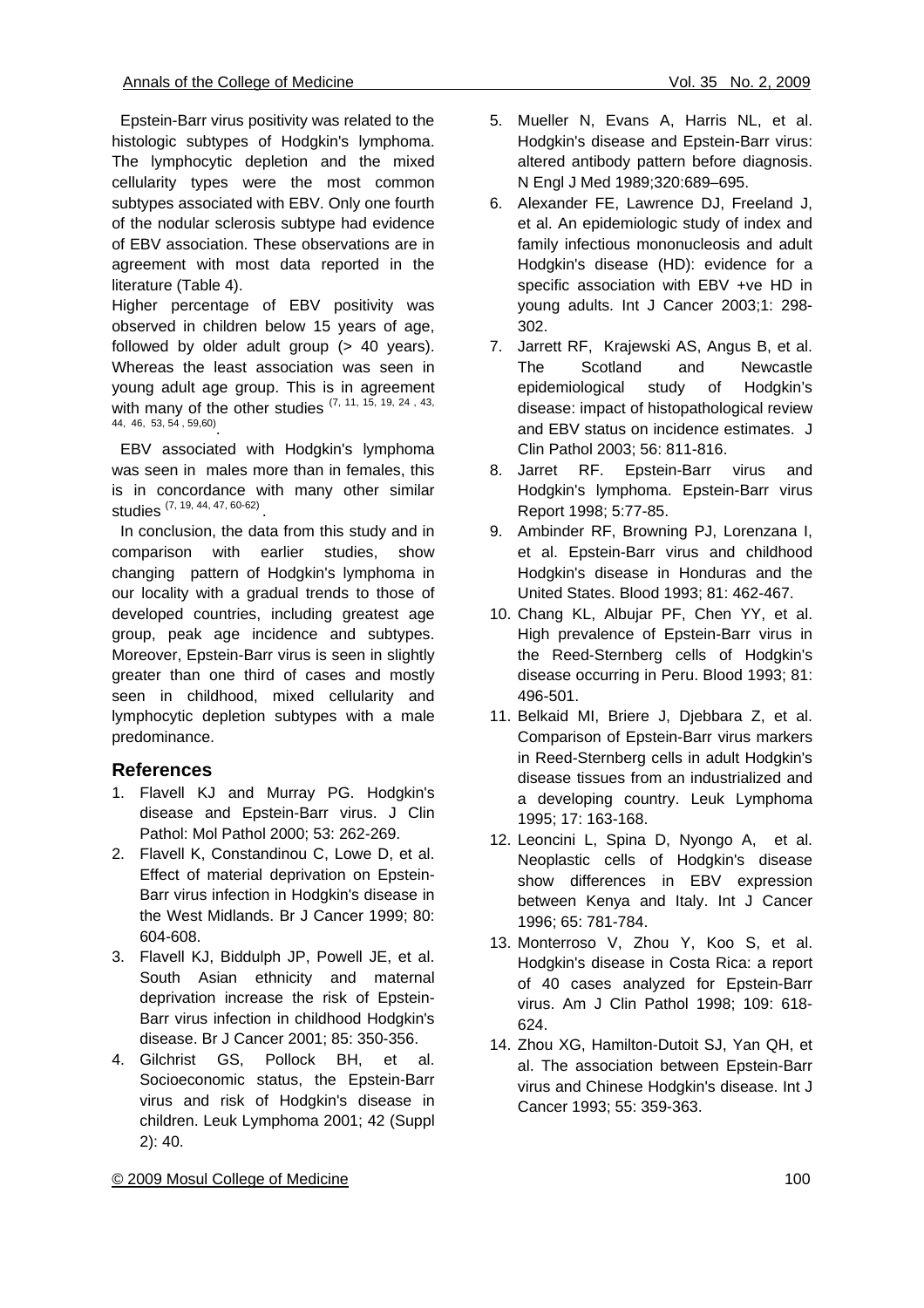Epstein-Barr virus positivity was related to the histologic subtypes of Hodgkin's lymphoma. The lymphocytic depletion and the mixed cellularity types were the most common subtypes associated with EBV. Only one fourth of the nodular sclerosis subtype had evidence of EBV association. These observations are in agreement with most data reported in the literature (Table 4).

Higher percentage of EBV positivity was observed in children below 15 years of age, followed by older adult group (> 40 years). Whereas the least association was seen in young adult age group. This is in agreement with many of the other studies [7, 11, 15, 19, 24, 43, 44, 46, 53, 54, 59,60].

EBV associated with Hodgkin's lymphoma was seen in males more than in females, this is in concordance with many other similar studies [7, 19, 44, 47, 60-62].

In conclusion, the data from this study and in comparison with earlier studies, show changing pattern of Hodgkin's lymphoma in our locality with a gradual trends to those of developed countries, including greatest age group, peak age incidence and subtypes. Moreover, Epstein-Barr virus is seen in slightly greater than one third of cases and mostly seen in childhood, mixed cellularity and lymphocytic depletion subtypes with a male predominance.

## References

1. Flavell KJ and Murray PG. Hodgkin's disease and Epstein-Barr virus. J Clin Pathol: Mol Pathol 2000; 53: 262-269.
2. Flavell K, Constandinou C, Lowe D, et al. Effect of material deprivation on Epstein-Barr virus infection in Hodgkin's disease in the West Midlands. Br J Cancer 1999; 80: 604-608.
3. Flavell KJ, Biddulph JP, Powell JE, et al. South Asian ethnicity and maternal deprivation increase the risk of Epstein-Barr virus infection in childhood Hodgkin's disease. Br J Cancer 2001; 85: 350-356.
4. Gilchrist GS, Pollock BH, et al. Socioeconomic status, the Epstein-Barr virus and risk of Hodgkin's disease in children. Leuk Lymphoma 2001; 42 (Suppl 2): 40.
5. Mueller N, Evans A, Harris NL, et al. Hodgkin's disease and Epstein-Barr virus: altered antibody pattern before diagnosis. N Engl J Med 1989;320:689–695.
6. Alexander FE, Lawrence DJ, Freeland J, et al. An epidemiologic study of index and family infectious mononucleosis and adult Hodgkin's disease (HD): evidence for a specific association with EBV +ve HD in young adults. Int J Cancer 2003;1: 298-302.
7. Jarrett RF, Krajewski AS, Angus B, et al. The Scotland and Newcastle epidemiological study of Hodgkin's disease: impact of histopathological review and EBV status on incidence estimates. J Clin Pathol 2003; 56: 811-816.
8. Jarret RF. Epstein-Barr virus and Hodgkin's lymphoma. Epstein-Barr virus Report 1998; 5:77-85.
9. Ambinder RF, Browning PJ, Lorenzana I, et al. Epstein-Barr virus and childhood Hodgkin's disease in Honduras and the United States. Blood 1993; 81: 462-467.
10. Chang KL, Albujar PF, Chen YY, et al. High prevalence of Epstein-Barr virus in the Reed-Sternberg cells of Hodgkin's disease occurring in Peru. Blood 1993; 81: 496-501.
11. Belkaid MI, Briere J, Djebbara Z, et al. Comparison of Epstein-Barr virus markers in Reed-Sternberg cells in adult Hodgkin's disease tissues from an industrialized and a developing country. Leuk Lymphoma 1995; 17: 163-168.
12. Leoncini L, Spina D, Nyongo A, et al. Neoplastic cells of Hodgkin's disease show differences in EBV expression between Kenya and Italy. Int J Cancer 1996; 65: 781-784.
13. Monterroso V, Zhou Y, Koo S, et al. Hodgkin's disease in Costa Rica: a report of 40 cases analyzed for Epstein-Barr virus. Am J Clin Pathol 1998; 109: 618-624.
14. Zhou XG, Hamilton-Dutoit SJ, Yan QH, et al. The association between Epstein-Barr virus and Chinese Hodgkin's disease. Int J Cancer 1993; 55: 359-363.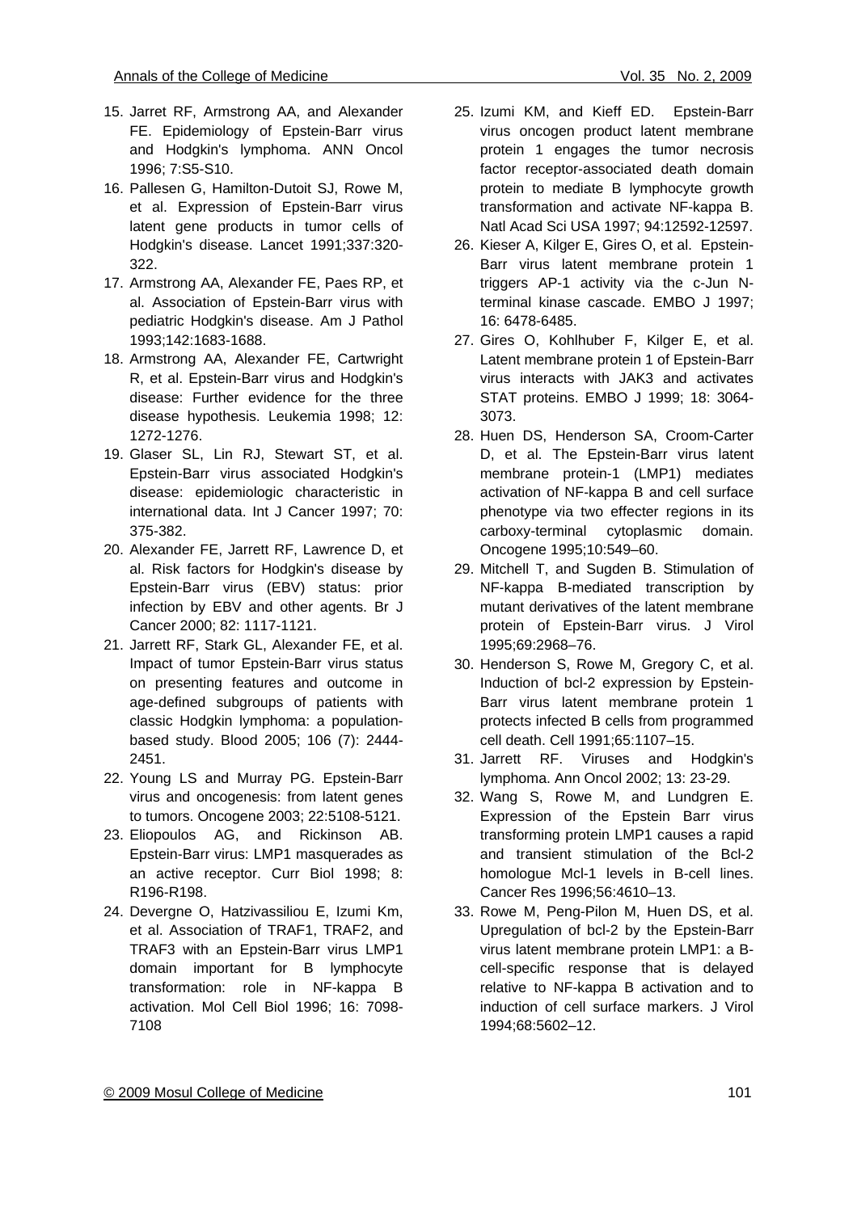15. Jarret RF, Armstrong AA, and Alexander FE. Epidemiology of Epstein-Barr virus and Hodgkin's lymphoma. ANN Oncol 1996; 7:S5-S10.
16. Pallesen G, Hamilton-Dutoit SJ, Rowe M, et al. Expression of Epstein-Barr virus latent gene products in tumor cells of Hodgkin's disease. Lancet 1991;337:320-322.
17. Armstrong AA, Alexander FE, Paes RP, et al. Association of Epstein-Barr virus with pediatric Hodgkin's disease. Am J Pathol 1993;142:1683-1688.
18. Armstrong AA, Alexander FE, Cartwright R, et al. Epstein-Barr virus and Hodgkin's disease: Further evidence for the three disease hypothesis. Leukemia 1998; 12: 1272-1276.
19. Glaser SL, Lin RJ, Stewart ST, et al. Epstein-Barr virus associated Hodgkin's disease: epidemiologic characteristic in international data. Int J Cancer 1997; 70: 375-382.
20. Alexander FE, Jarrett RF, Lawrence D, et al. Risk factors for Hodgkin's disease by Epstein-Barr virus (EBV) status: prior infection by EBV and other agents. Br J Cancer 2000; 82: 1117-1121.
21. Jarrett RF, Stark GL, Alexander FE, et al. Impact of tumor Epstein-Barr virus status on presenting features and outcome in age-defined subgroups of patients with classic Hodgkin lymphoma: a population-based study. Blood 2005; 106 (7): 2444-2451.
22. Young LS and Murray PG. Epstein-Barr virus and oncogenesis: from latent genes to tumors. Oncogene 2003; 22:5108-5121.
23. Eliopoulos AG, and Rickinson AB. Epstein-Barr virus: LMP1 masquerades as an active receptor. Curr Biol 1998; 8: R196-R198.
24. Devergne O, Hatzivassiliou E, Izumi Km, et al. Association of TRAF1, TRAF2, and TRAF3 with an Epstein-Barr virus LMP1 domain important for B lymphocyte transformation: role in NF-kappa B activation. Mol Cell Biol 1996; 16: 7098-7108
25. Izumi KM, and Kieff ED. Epstein-Barr virus oncogen product latent membrane protein 1 engages the tumor necrosis factor receptor-associated death domain protein to mediate B lymphocyte growth transformation and activate NF-kappa B. Natl Acad Sci USA 1997; 94:12592-12597.
26. Kieser A, Kilger E, Gires O, et al. Epstein-Barr virus latent membrane protein 1 triggers AP-1 activity via the c-Jun N-terminal kinase cascade. EMBO J 1997; 16: 6478-6485.
27. Gires O, Kohlhuber F, Kilger E, et al. Latent membrane protein 1 of Epstein-Barr virus interacts with JAK3 and activates STAT proteins. EMBO J 1999; 18: 3064-3073.
28. Huen DS, Henderson SA, Croom-Carter D, et al. The Epstein-Barr virus latent membrane protein-1 (LMP1) mediates activation of NF-kappa B and cell surface phenotype via two effecter regions in its carboxy-terminal cytoplasmic domain. Oncogene 1995;10:549–60.
29. Mitchell T, and Sugden B. Stimulation of NF-kappa B-mediated transcription by mutant derivatives of the latent membrane protein of Epstein-Barr virus. J Virol 1995;69:2968–76.
30. Henderson S, Rowe M, Gregory C, et al. Induction of bcl-2 expression by Epstein-Barr virus latent membrane protein 1 protects infected B cells from programmed cell death. Cell 1991;65:1107–15.
31. Jarrett RF. Viruses and Hodgkin's lymphoma. Ann Oncol 2002; 13: 23-29.
32. Wang S, Rowe M, and Lundgren E. Expression of the Epstein Barr virus transforming protein LMP1 causes a rapid and transient stimulation of the Bcl-2 homologue Mcl-1 levels in B-cell lines. Cancer Res 1996;56:4610–13.
33. Rowe M, Peng-Pilon M, Huen DS, et al. Upregulation of bcl-2 by the Epstein-Barr virus latent membrane protein LMP1: a B-cell-specific response that is delayed relative to NF-kappa B activation and to induction of cell surface markers. J Virol 1994;68:5602–12.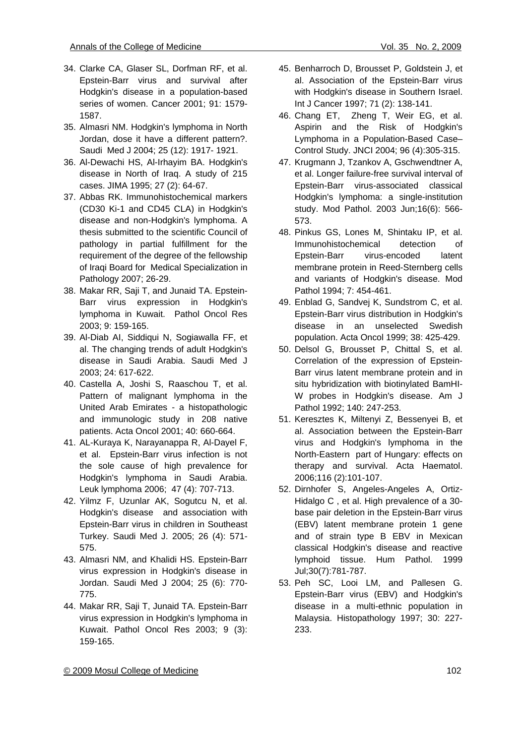34. Clarke CA, Glaser SL, Dorfman RF, et al. Epstein-Barr virus and survival after Hodgkin's disease in a population-based series of women. Cancer 2001; 91: 1579-1587.
35. Almasri NM. Hodgkin's lymphoma in North Jordan, dose it have a different pattern?. Saudi Med J 2004; 25 (12): 1917- 1921.
36. Al-Dewachi HS, Al-Irhayim BA. Hodgkin's disease in North of Iraq. A study of 215 cases. JIMA 1995; 27 (2): 64-67.
37. Abbas RK. Immunohistochemical markers (CD30 Ki-1 and CD45 CLA) in Hodgkin's disease and non-Hodgkin's lymphoma. A thesis submitted to the scientific Council of pathology in partial fulfillment for the requirement of the degree of the fellowship of Iraqi Board for Medical Specialization in Pathology 2007; 26-29.
38. Makar RR, Saji T, and Junaid TA. Epstein-Barr virus expression in Hodgkin's lymphoma in Kuwait. Pathol Oncol Res 2003; 9: 159-165.
39. Al-Diab AI, Siddiqui N, Sogiawalla FF, et al. The changing trends of adult Hodgkin's disease in Saudi Arabia. Saudi Med J 2003; 24: 617-622.
40. Castella A, Joshi S, Raaschou T, et al. Pattern of malignant lymphoma in the United Arab Emirates - a histopathologic and immunologic study in 208 native patients. Acta Oncol 2001; 40: 660-664.
41. AL-Kuraya K, Narayanappa R, Al-Dayel F, et al. Epstein-Barr virus infection is not the sole cause of high prevalence for Hodgkin's lymphoma in Saudi Arabia. Leuk lymphoma 2006; 47 (4): 707-713.
42. Yilmz F, Uzunlar AK, Sogutcu N, et al. Hodgkin's disease and association with Epstein-Barr virus in children in Southeast Turkey. Saudi Med J. 2005; 26 (4): 571-575.
43. Almasri NM, and Khalidi HS. Epstein-Barr virus expression in Hodgkin's disease in Jordan. Saudi Med J 2004; 25 (6): 770-775.
44. Makar RR, Saji T, Junaid TA. Epstein-Barr virus expression in Hodgkin's lymphoma in Kuwait. Pathol Oncol Res 2003; 9 (3): 159-165.
45. Benharroch D, Brousset P, Goldstein J, et al. Association of the Epstein-Barr virus with Hodgkin's disease in Southern Israel. Int J Cancer 1997; 71 (2): 138-141.
46. Chang ET, Zheng T, Weir EG, et al. Aspirin and the Risk of Hodgkin's Lymphoma in a Population-Based Case–Control Study. JNCI 2004; 96 (4):305-315.
47. Krugmann J, Tzankov A, Gschwendtner A, et al. Longer failure-free survival interval of Epstein-Barr virus-associated classical Hodgkin's lymphoma: a single-institution study. Mod Pathol. 2003 Jun;16(6): 566-573.
48. Pinkus GS, Lones M, Shintaku IP, et al. Immunohistochemical detection of Epstein-Barr virus-encoded latent membrane protein in Reed-Sternberg cells and variants of Hodgkin's disease. Mod Pathol 1994; 7: 454-461.
49. Enblad G, Sandvej K, Sundstrom C, et al. Epstein-Barr virus distribution in Hodgkin's disease in an unselected Swedish population. Acta Oncol 1999; 38: 425-429.
50. Delsol G, Brousset P, Chittal S, et al. Correlation of the expression of Epstein-Barr virus latent membrane protein and in situ hybridization with biotinylated BamHI-W probes in Hodgkin's disease. Am J Pathol 1992; 140: 247-253.
51. Keresztes K, Miltenyi Z, Bessenyei B, et al. Association between the Epstein-Barr virus and Hodgkin's lymphoma in the North-Eastern part of Hungary: effects on therapy and survival. Acta Haematol. 2006;116 (2):101-107.
52. Dirnhofer S, Angeles-Angeles A, Ortiz-Hidalgo C , et al. High prevalence of a 30-base pair deletion in the Epstein-Barr virus (EBV) latent membrane protein 1 gene and of strain type B EBV in Mexican classical Hodgkin's disease and reactive lymphoid tissue. Hum Pathol. 1999 Jul;30(7):781-787.
53. Peh SC, Looi LM, and Pallesen G. Epstein-Barr virus (EBV) and Hodgkin's disease in a multi-ethnic population in Malaysia. Histopathology 1997; 30: 227-233.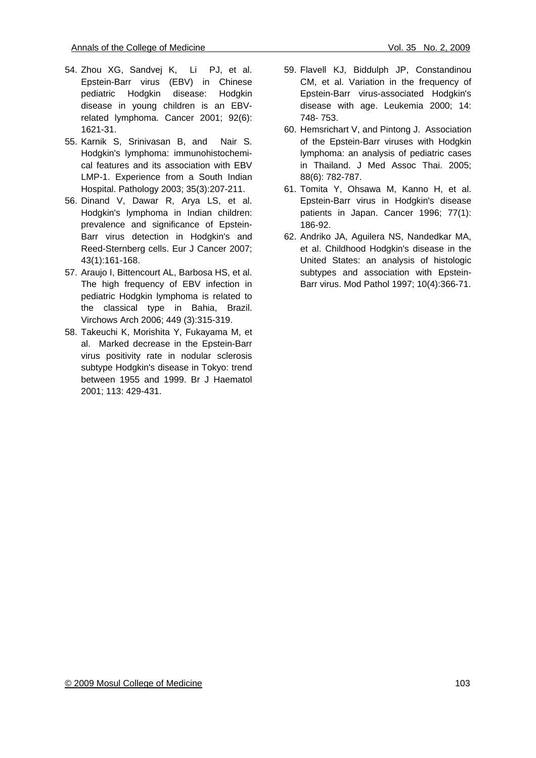54. Zhou XG, Sandvej K, Li PJ, et al. Epstein-Barr virus (EBV) in Chinese pediatric Hodgkin disease: Hodgkin disease in young children is an EBV-related lymphoma. Cancer 2001; 92(6): 1621-31.
55. Karnik S, Srinivasan B, and Nair S. Hodgkin's lymphoma: immunohistochemical features and its association with EBV LMP-1. Experience from a South Indian Hospital. Pathology 2003; 35(3):207-211.
56. Dinand V, Dawar R, Arya LS, et al. Hodgkin's lymphoma in Indian children: prevalence and significance of Epstein-Barr virus detection in Hodgkin's and Reed-Sternberg cells. Eur J Cancer 2007; 43(1):161-168.
57. Araujo I, Bittencourt AL, Barbosa HS, et al. The high frequency of EBV infection in pediatric Hodgkin lymphoma is related to the classical type in Bahia, Brazil. Virchows Arch 2006; 449 (3):315-319.
58. Takeuchi K, Morishita Y, Fukayama M, et al. Marked decrease in the Epstein-Barr virus positivity rate in nodular sclerosis subtype Hodgkin's disease in Tokyo: trend between 1955 and 1999. Br J Haematol 2001; 113: 429-431.
59. Flavell KJ, Biddulph JP, Constandinou CM, et al. Variation in the frequency of Epstein-Barr virus-associated Hodgkin's disease with age. Leukemia 2000; 14: 748- 753.
60. Hemsrichart V, and Pintong J. Association of the Epstein-Barr viruses with Hodgkin lymphoma: an analysis of pediatric cases in Thailand. J Med Assoc Thai. 2005; 88(6): 782-787.
61. Tomita Y, Ohsawa M, Kanno H, et al. Epstein-Barr virus in Hodgkin's disease patients in Japan. Cancer 1996; 77(1): 186-92.
62. Andriko JA, Aguilera NS, Nandedkar MA, et al. Childhood Hodgkin's disease in the United States: an analysis of histologic subtypes and association with Epstein-Barr virus. Mod Pathol 1997; 10(4):366-71.